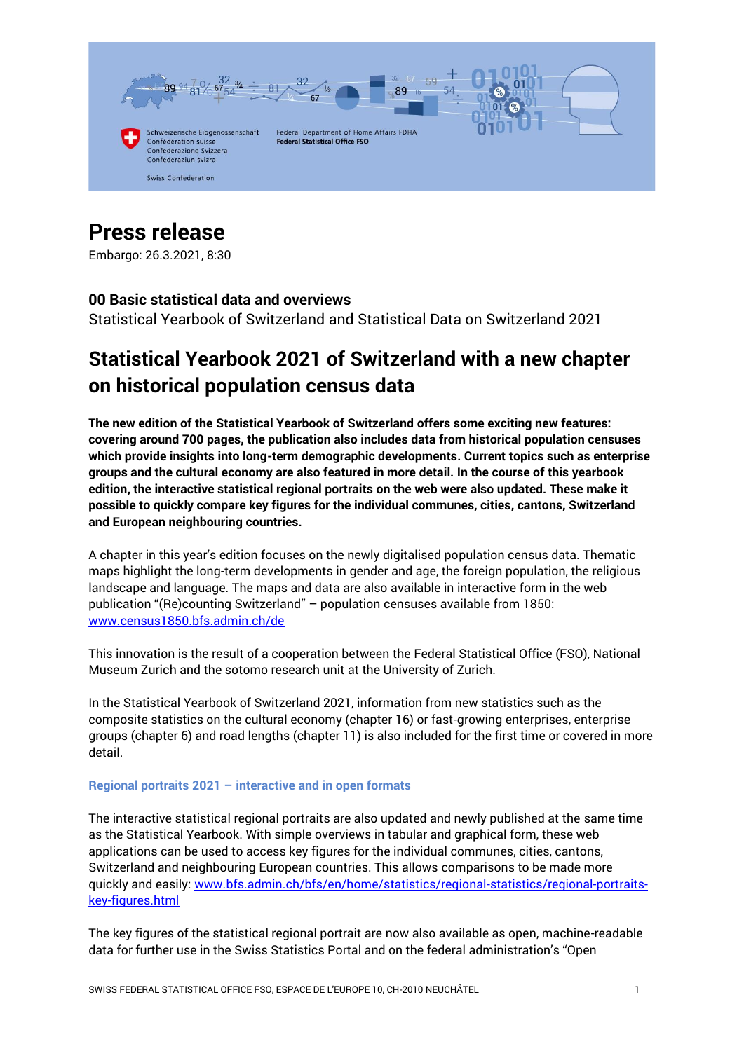Schweizerische Eidgenossenschaft
Confédération suisse
Confederazione Svizzera
Confederaziun svizra

Swiss Confederation

Federal Department of Home Affairs FDHA
**Federal Statistical Office FSO**

# Press release

Embargo: 26.3.2021, 8:30

### 00 Basic statistical data and overviews

Statistical Yearbook of Switzerland and Statistical Data on Switzerland 2021

## Statistical Yearbook 2021 of Switzerland with a new chapter on historical population census data

**The new edition of the Statistical Yearbook of Switzerland offers some exciting new features: covering around 700 pages, the publication also includes data from historical population censuses which provide insights into long-term demographic developments. Current topics such as enterprise groups and the cultural economy are also featured in more detail. In the course of this yearbook edition, the interactive statistical regional portraits on the web were also updated. These make it possible to quickly compare key figures for the individual communes, cities, cantons, Switzerland and European neighbouring countries.**

A chapter in this year's edition focuses on the newly digitalised population census data. Thematic maps highlight the long-term developments in gender and age, the foreign population, the religious landscape and language. The maps and data are also available in interactive form in the web publication "(Re)counting Switzerland" – population censuses available from 1850: www.census1850.bfs.admin.ch/de

This innovation is the result of a cooperation between the Federal Statistical Office (FSO), National Museum Zurich and the sotomo research unit at the University of Zurich.

In the Statistical Yearbook of Switzerland 2021, information from new statistics such as the composite statistics on the cultural economy (chapter 16) or fast-growing enterprises, enterprise groups (chapter 6) and road lengths (chapter 11) is also included for the first time or covered in more detail.

### Regional portraits 2021 – interactive and in open formats

The interactive statistical regional portraits are also updated and newly published at the same time as the Statistical Yearbook. With simple overviews in tabular and graphical form, these web applications can be used to access key figures for the individual communes, cities, cantons, Switzerland and neighbouring European countries. This allows comparisons to be made more quickly and easily: www.bfs.admin.ch/bfs/en/home/statistics/regional-statistics/regional-portraits-key-figures.html

The key figures of the statistical regional portrait are now also available as open, machine-readable data for further use in the Swiss Statistics Portal and on the federal administration's "Open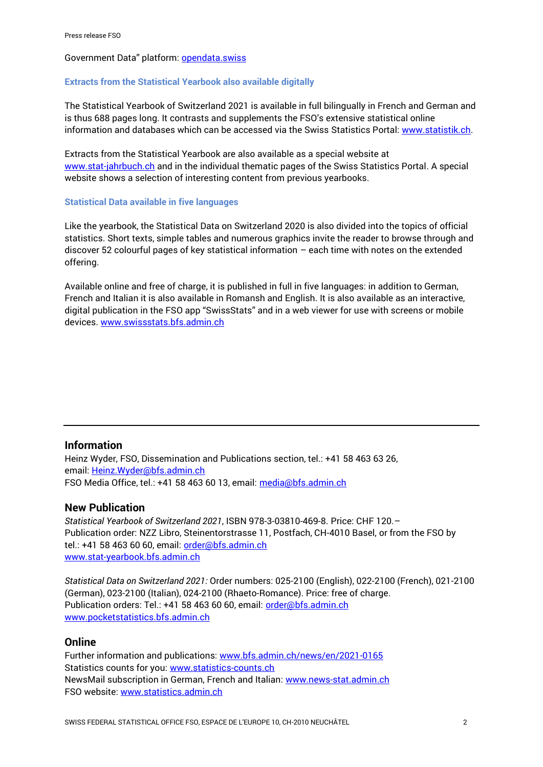Government Data" platform: opendata.swiss

### Extracts from the Statistical Yearbook also available digitally

The Statistical Yearbook of Switzerland 2021 is available in full bilingually in French and German and is thus 688 pages long. It contrasts and supplements the FSO's extensive statistical online information and databases which can be accessed via the Swiss Statistics Portal: www.statistik.ch.

Extracts from the Statistical Yearbook are also available as a special website at www.stat-jahrbuch.ch and in the individual thematic pages of the Swiss Statistics Portal. A special website shows a selection of interesting content from previous yearbooks.

### Statistical Data available in five languages

Like the yearbook, the Statistical Data on Switzerland 2020 is also divided into the topics of official statistics. Short texts, simple tables and numerous graphics invite the reader to browse through and discover 52 colourful pages of key statistical information – each time with notes on the extended offering.

Available online and free of charge, it is published in full in five languages: in addition to German, French and Italian it is also available in Romansh and English. It is also available as an interactive, digital publication in the FSO app "SwissStats" and in a web viewer for use with screens or mobile devices. www.swissstats.bfs.admin.ch

---

## Information

Heinz Wyder, FSO, Dissemination and Publications section, tel.: +41 58 463 63 26,
email: Heinz.Wyder@bfs.admin.ch
FSO Media Office, tel.: +41 58 463 60 13, email: media@bfs.admin.ch

## New Publication

*Statistical Yearbook of Switzerland 2021*, ISBN 978-3-03810-469-8. Price: CHF 120.–
Publication order: NZZ Libro, Steinentorstrasse 11, Postfach, CH-4010 Basel, or from the FSO by tel.: +41 58 463 60 60, email: order@bfs.admin.ch
www.stat-yearbook.bfs.admin.ch

*Statistical Data on Switzerland 2021:* Order numbers: 025-2100 (English), 022-2100 (French), 021-2100 (German), 023-2100 (Italian), 024-2100 (Rhaeto-Romance). Price: free of charge.
Publication orders: Tel.: +41 58 463 60 60, email: order@bfs.admin.ch
www.pocketstatistics.bfs.admin.ch

## Online

Further information and publications: www.bfs.admin.ch/news/en/2021-0165
Statistics counts for you: www.statistics-counts.ch
NewsMail subscription in German, French and Italian: www.news-stat.admin.ch
FSO website: www.statistics.admin.ch